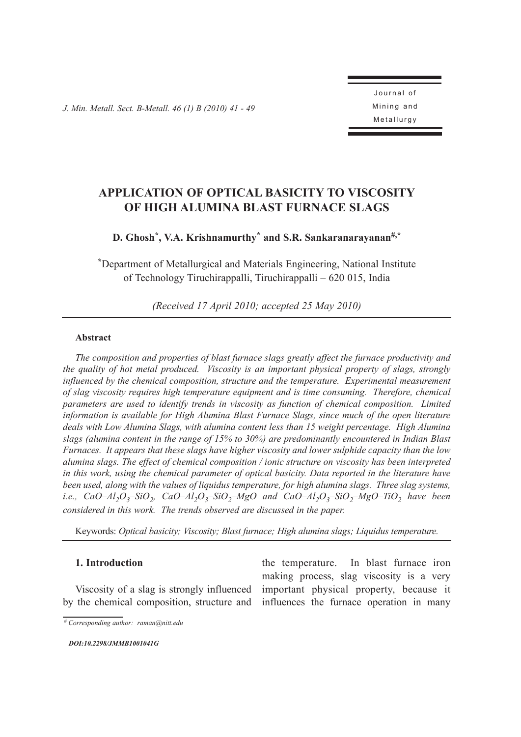# APPLICATION OF OPTICAL BASICITY TO VISCOSITY OF HIGH ALUMINA BLAST FURNACE SLAGS

**D. Ghosh[*], V.A. Krishnamurthy[*] and S.R. Sankaranarayanan[#,*]**

[*]Department of Metallurgical and Materials Engineering, National Institute of Technology Tiruchirappalli, Tiruchirappalli – 620 015, India

*(Received 17 April 2010; accepted 25 May 2010)*

---

**Abstract**

*The composition and properties of blast furnace slags greatly affect the furnace productivity and the quality of hot metal produced. Viscosity is an important physical property of slags, strongly influenced by the chemical composition, structure and the temperature. Experimental measurement of slag viscosity requires high temperature equipment and is time consuming. Therefore, chemical parameters are used to identify trends in viscosity as function of chemical composition. Limited information is available for High Alumina Blast Furnace Slags, since much of the open literature deals with Low Alumina Slags, with alumina content less than 15 weight percentage. High Alumina slags (alumina content in the range of 15% to 30%) are predominantly encountered in Indian Blast Furnaces. It appears that these slags have higher viscosity and lower sulphide capacity than the low alumina slags. The effect of chemical composition / ionic structure on viscosity has been interpreted in this work, using the chemical parameter of optical basicity. Data reported in the literature have been used, along with the values of liquidus temperature, for high alumina slags. Three slag systems, i.e., $CaO–Al_2O_3–SiO_2$, $CaO–Al_2O_3–SiO_2–MgO$ and $CaO–Al_2O_3–SiO_2–MgO–TiO_2$ have been considered in this work. The trends observed are discussed in the paper.*

Keywords: *Optical basicity; Viscosity; Blast furnace; High alumina slags; Liquidus temperature.*

---

## 1. Introduction

Viscosity of a slag is strongly influenced by the chemical composition, structure and the temperature. In blast furnace iron making process, slag viscosity is a very important physical property, because it influences the furnace operation in many

---

[#] *Corresponding author: raman@nitt.edu*

***DOI:10.2298/JMMB1001041G***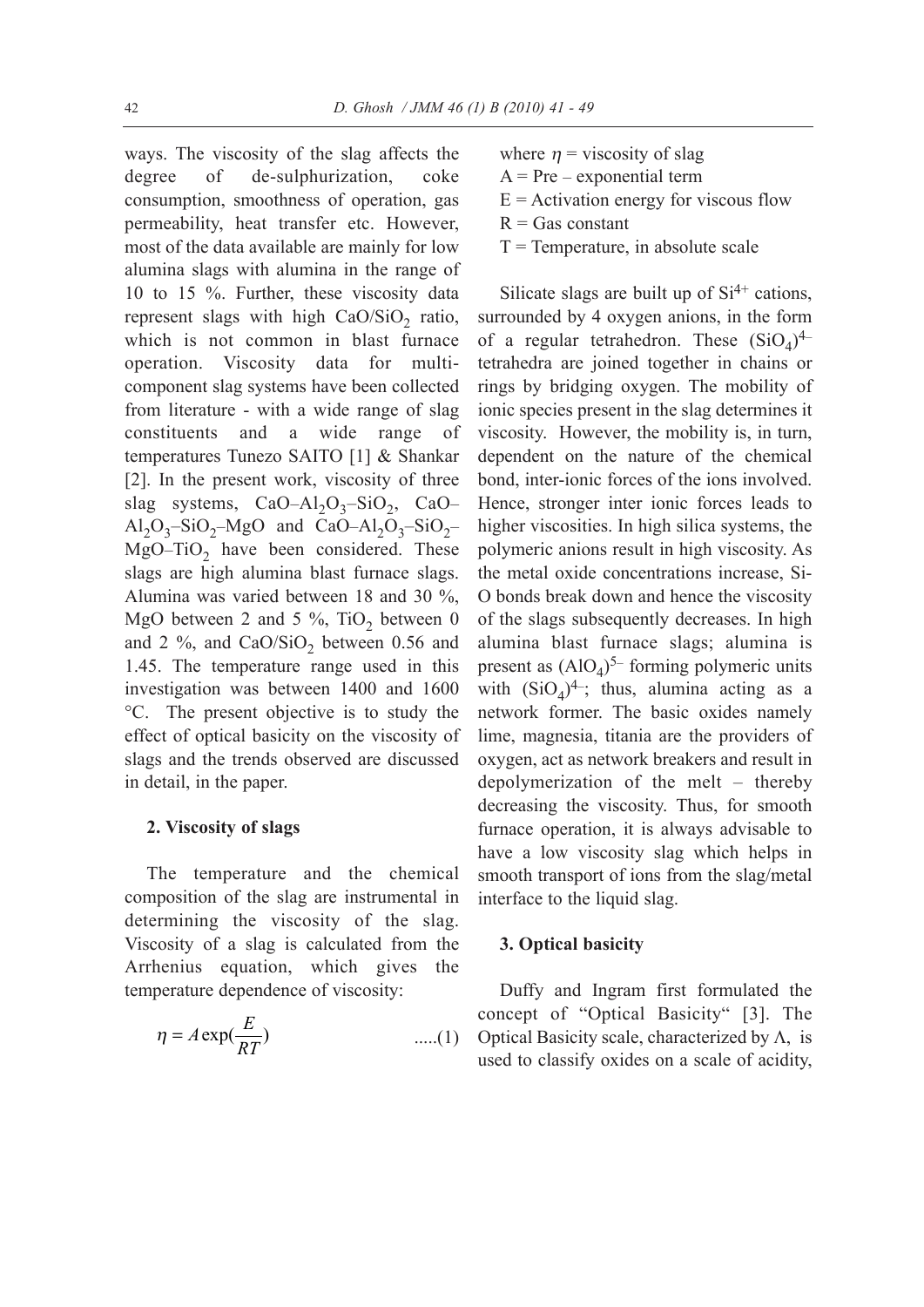ways. The viscosity of the slag affects the degree of de-sulphurization, coke consumption, smoothness of operation, gas permeability, heat transfer etc. However, most of the data available are mainly for low alumina slags with alumina in the range of 10 to 15 %. Further, these viscosity data represent slags with high $CaO/SiO_2$ ratio, which is not common in blast furnace operation. Viscosity data for multi-component slag systems have been collected from literature - with a wide range of slag constituents and a wide range of temperatures Tunezo SAITO [1] & Shankar [2]. In the present work, viscosity of three slag systems, $CaO–Al_2O_3–SiO_2$, $CaO–Al_2O_3–SiO_2–MgO$ and $CaO–Al_2O_3–SiO_2–MgO–TiO_2$ have been considered. These slags are high alumina blast furnace slags. Alumina was varied between 18 and 30 %, MgO between 2 and 5 %, $TiO_2$ between 0 and 2 %, and $CaO/SiO_2$ between 0.56 and 1.45. The temperature range used in this investigation was between 1400 and 1600 °C. The present objective is to study the effect of optical basicity on the viscosity of slags and the trends observed are discussed in detail, in the paper.

## 2. Viscosity of slags

The temperature and the chemical composition of the slag are instrumental in determining the viscosity of the slag. Viscosity of a slag is calculated from the Arrhenius equation, which gives the temperature dependence of viscosity:

$$\eta = A\exp(\frac{E}{RT}) \qquad .....(1)$$

where $\eta$ = viscosity of slag  
A = Pre – exponential term  
E = Activation energy for viscous flow  
R = Gas constant  
T = Temperature, in absolute scale

Silicate slags are built up of $Si^{4+}$ cations, surrounded by 4 oxygen anions, in the form of a regular tetrahedron. These $(SiO_4)^{4-}$ tetrahedra are joined together in chains or rings by bridging oxygen. The mobility of ionic species present in the slag determines it viscosity. However, the mobility is, in turn, dependent on the nature of the chemical bond, inter-ionic forces of the ions involved. Hence, stronger inter ionic forces leads to higher viscosities. In high silica systems, the polymeric anions result in high viscosity. As the metal oxide concentrations increase, Si-O bonds break down and hence the viscosity of the slags subsequently decreases. In high alumina blast furnace slags; alumina is present as $(AlO_4)^{5-}$ forming polymeric units with $(SiO_4)^{4-}$; thus, alumina acting as a network former. The basic oxides namely lime, magnesia, titania are the providers of oxygen, act as network breakers and result in depolymerization of the melt – thereby decreasing the viscosity. Thus, for smooth furnace operation, it is always advisable to have a low viscosity slag which helps in smooth transport of ions from the slag/metal interface to the liquid slag.

## 3. Optical basicity

Duffy and Ingram first formulated the concept of "Optical Basicity" [3]. The Optical Basicity scale, characterized by $\Lambda$, is used to classify oxides on a scale of acidity,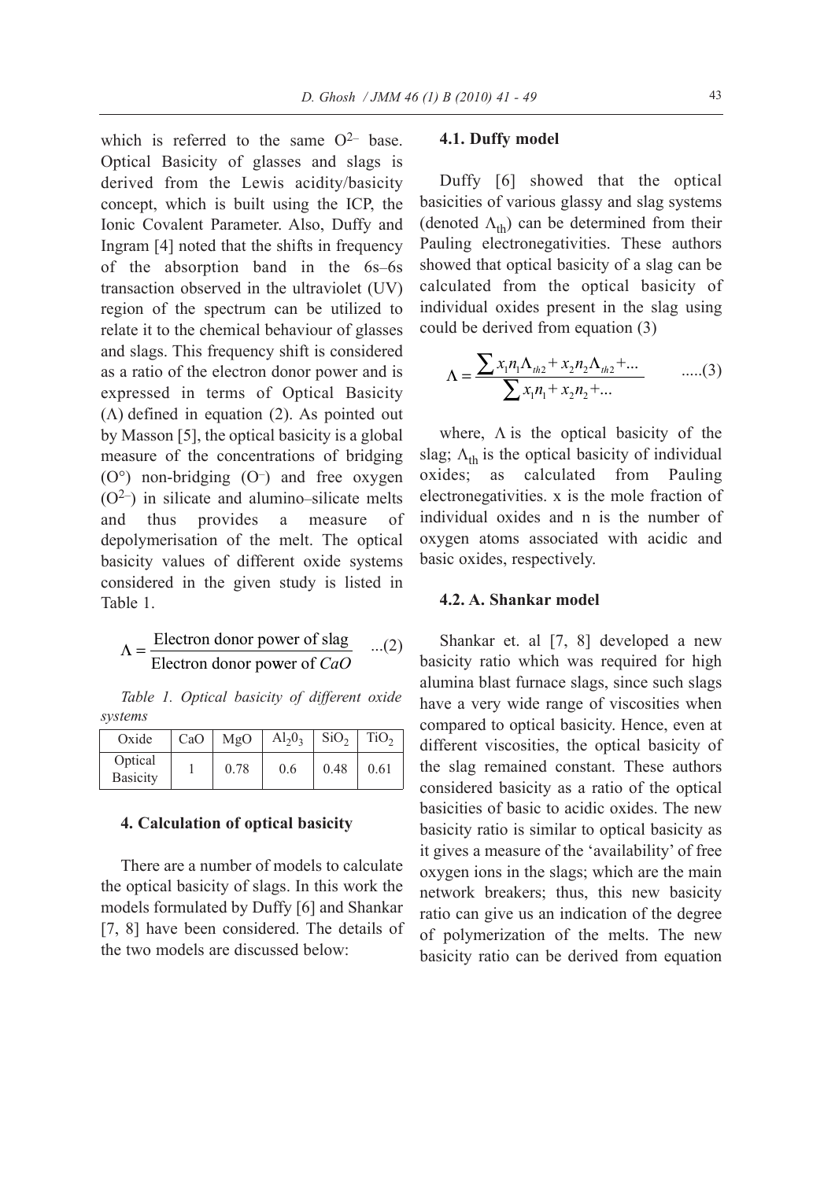which is referred to the same $O^{2-}$ base. Optical Basicity of glasses and slags is derived from the Lewis acidity/basicity concept, which is built using the ICP, the Ionic Covalent Parameter. Also, Duffy and Ingram [4] noted that the shifts in frequency of the absorption band in the 6s–6s transaction observed in the ultraviolet (UV) region of the spectrum can be utilized to relate it to the chemical behaviour of glasses and slags. This frequency shift is considered as a ratio of the electron donor power and is expressed in terms of Optical Basicity ($\Lambda$) defined in equation (2). As pointed out by Masson [5], the optical basicity is a global measure of the concentrations of bridging (O°) non-bridging ($O^-$) and free oxygen ($O^{2-}$) in silicate and alumino–silicate melts and thus provides a measure of depolymerisation of the melt. The optical basicity values of different oxide systems considered in the given study is listed in Table 1.

$$\Lambda = \frac{\text{Electron donor power of slag}}{\text{Electron donor power of } CaO} \quad ...(2)$$

*Table 1. Optical basicity of different oxide systems*

| Oxide | CaO | MgO | $Al_2O_3$ | $SiO_2$ | $TiO_2$ |
|---|---|---|---|---|---|
| Optical Basicity | 1 | 0.78 | 0.6 | 0.48 | 0.61 |

### 4. Calculation of optical basicity

There are a number of models to calculate the optical basicity of slags. In this work the models formulated by Duffy [6] and Shankar [7, 8] have been considered. The details of the two models are discussed below:

#### 4.1. Duffy model

Duffy [6] showed that the optical basicities of various glassy and slag systems (denoted $\Lambda_{th}$) can be determined from their Pauling electronegativities. These authors showed that optical basicity of a slag can be calculated from the optical basicity of individual oxides present in the slag using could be derived from equation (3)

$$\Lambda = \frac{\sum x_1 n_1 \Lambda_{th2} + x_2 n_2 \Lambda_{th2} + ...}{\sum x_1 n_1 + x_2 n_2 + ...} \quad .....(3)$$

where, $\Lambda$ is the optical basicity of the slag; $\Lambda_{th}$ is the optical basicity of individual oxides; as calculated from Pauling electronegativities. x is the mole fraction of individual oxides and n is the number of oxygen atoms associated with acidic and basic oxides, respectively.

#### 4.2. A. Shankar model

Shankar et. al [7, 8] developed a new basicity ratio which was required for high alumina blast furnace slags, since such slags have a very wide range of viscosities when compared to optical basicity. Hence, even at different viscosities, the optical basicity of the slag remained constant. These authors considered basicity as a ratio of the optical basicities of basic to acidic oxides. The new basicity ratio is similar to optical basicity as it gives a measure of the 'availability' of free oxygen ions in the slags; which are the main network breakers; thus, this new basicity ratio can give us an indication of the degree of polymerization of the melts. The new basicity ratio can be derived from equation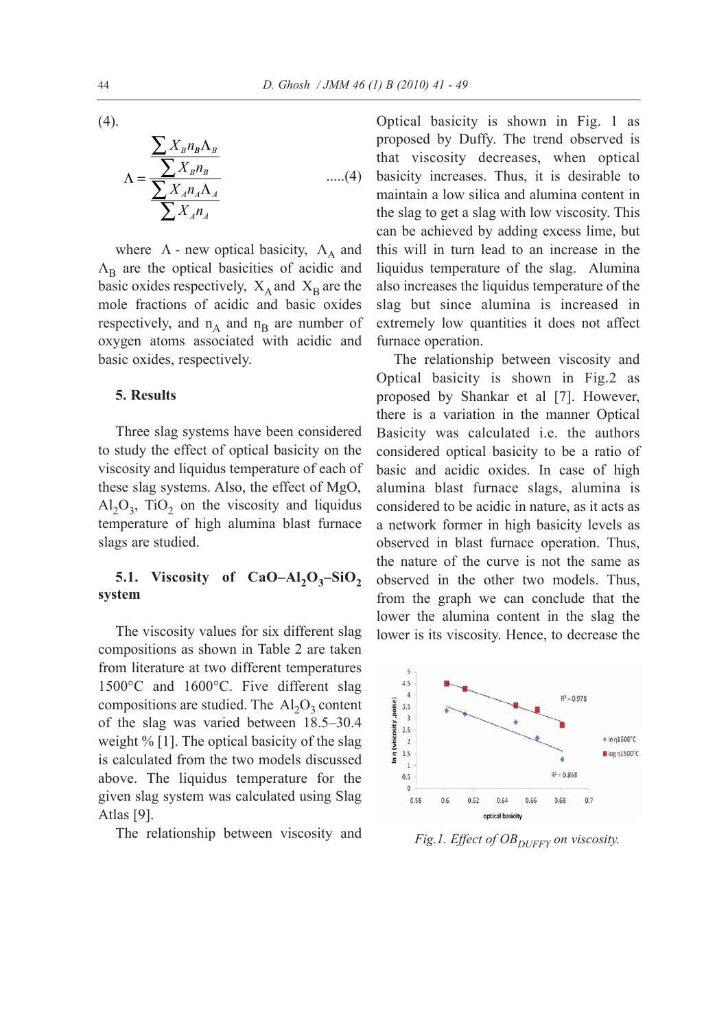(4).

$$\Lambda = \frac{\dfrac{\sum X_B n_B \Lambda_B}{\sum X_B n_B}}{\dfrac{\sum X_A n_A \Lambda_A}{\sum X_A n_A}} \quad .....(4)$$

where $\Lambda$ - new optical basicity, $\Lambda_A$ and $\Lambda_B$ are the optical basicities of acidic and basic oxides respectively, $X_A$ and $X_B$ are the mole fractions of acidic and basic oxides respectively, and $n_A$ and $n_B$ are number of oxygen atoms associated with acidic and basic oxides, respectively.

## 5. Results

Three slag systems have been considered to study the effect of optical basicity on the viscosity and liquidus temperature of each of these slag systems. Also, the effect of MgO, $Al_2O_3$, $TiO_2$ on the viscosity and liquidus temperature of high alumina blast furnace slags are studied.

### 5.1. Viscosity of $CaO–Al_2O_3–SiO_2$ system

The viscosity values for six different slag compositions as shown in Table 2 are taken from literature at two different temperatures 1500°C and 1600°C. Five different slag compositions are studied. The $Al_2O_3$ content of the slag was varied between 18.5–30.4 weight % [1]. The optical basicity of the slag is calculated from the two models discussed above. The liquidus temperature for the given slag system was calculated using Slag Atlas [9].

The relationship between viscosity and Optical basicity is shown in Fig. 1 as proposed by Duffy. The trend observed is that viscosity decreases, when optical basicity increases. Thus, it is desirable to maintain a low silica and alumina content in the slag to get a slag with low viscosity. This can be achieved by adding excess lime, but this will in turn lead to an increase in the liquidus temperature of the slag. Alumina also increases the liquidus temperature of the slag but since alumina is increased in extremely low quantities it does not affect furnace operation.

The relationship between viscosity and Optical basicity is shown in Fig.2 as proposed by Shankar et al [7]. However, there is a variation in the manner Optical Basicity was calculated i.e. the authors considered optical basicity to be a ratio of basic and acidic oxides. In case of high alumina blast furnace slags, alumina is considered to be acidic in nature, as it acts as a network former in high basicity levels as observed in blast furnace operation. Thus, the nature of the curve is not the same as observed in the other two models. Thus, from the graph we can conclude that the lower the alumina content in the slag the lower is its viscosity. Hence, to decrease the

*Fig.1. Effect of $OB_{DUFFY}$ on viscosity.*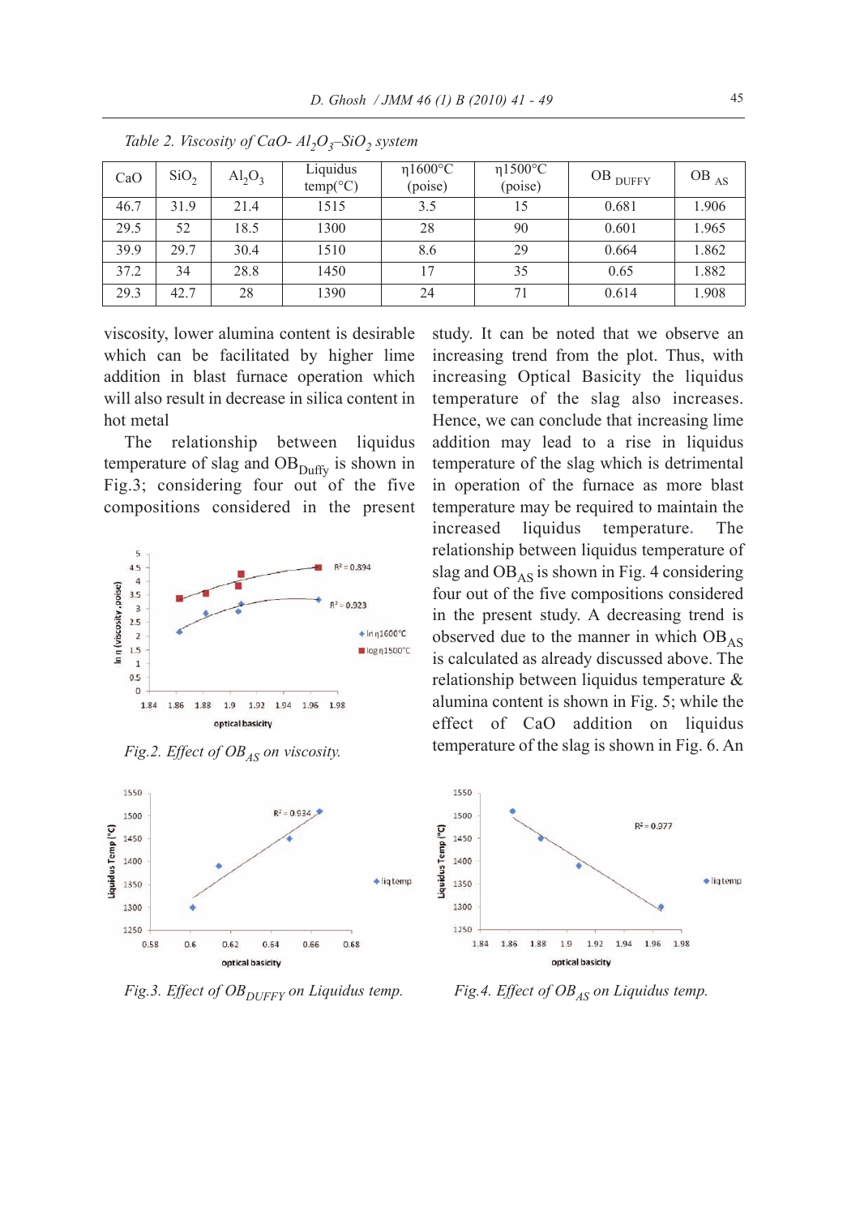*Table 2. Viscosity of CaO- $Al_2O_3$–$SiO_2$ system*

| CaO | $SiO_2$ | $Al_2O_3$ | Liquidus temp(°C) | η1600°C (poise) | η1500°C (poise) | OB DUFFY | OB AS |
|---|---|---|---|---|---|---|---|
| 46.7 | 31.9 | 21.4 | 1515 | 3.5 | 15 | 0.681 | 1.906 |
| 29.5 | 52 | 18.5 | 1300 | 28 | 90 | 0.601 | 1.965 |
| 39.9 | 29.7 | 30.4 | 1510 | 8.6 | 29 | 0.664 | 1.862 |
| 37.2 | 34 | 28.8 | 1450 | 17 | 35 | 0.65 | 1.882 |
| 29.3 | 42.7 | 28 | 1390 | 24 | 71 | 0.614 | 1.908 |

viscosity, lower alumina content is desirable which can be facilitated by higher lime addition in blast furnace operation which will also result in decrease in silica content in hot metal

The relationship between liquidus temperature of slag and $OB_{Duffy}$ is shown in Fig.3; considering four out of the five compositions considered in the present study. It can be noted that we observe an increasing trend from the plot. Thus, with increasing Optical Basicity the liquidus temperature of the slag also increases. Hence, we can conclude that increasing lime addition may lead to a rise in liquidus temperature of the slag which is detrimental in operation of the furnace as more blast temperature may be required to maintain the increased liquidus temperature. The relationship between liquidus temperature of slag and $OB_{AS}$ is shown in Fig. 4 considering four out of the five compositions considered in the present study. A decreasing trend is observed due to the manner in which $OB_{AS}$ is calculated as already discussed above. The relationship between liquidus temperature & alumina content is shown in Fig. 5; while the effect of CaO addition on liquidus temperature of the slag is shown in Fig. 6. An

*Fig.2. Effect of $OB_{AS}$ on viscosity.*

*Fig.3. Effect of $OB_{DUFFY}$ on Liquidus temp.*

*Fig.4. Effect of $OB_{AS}$ on Liquidus temp.*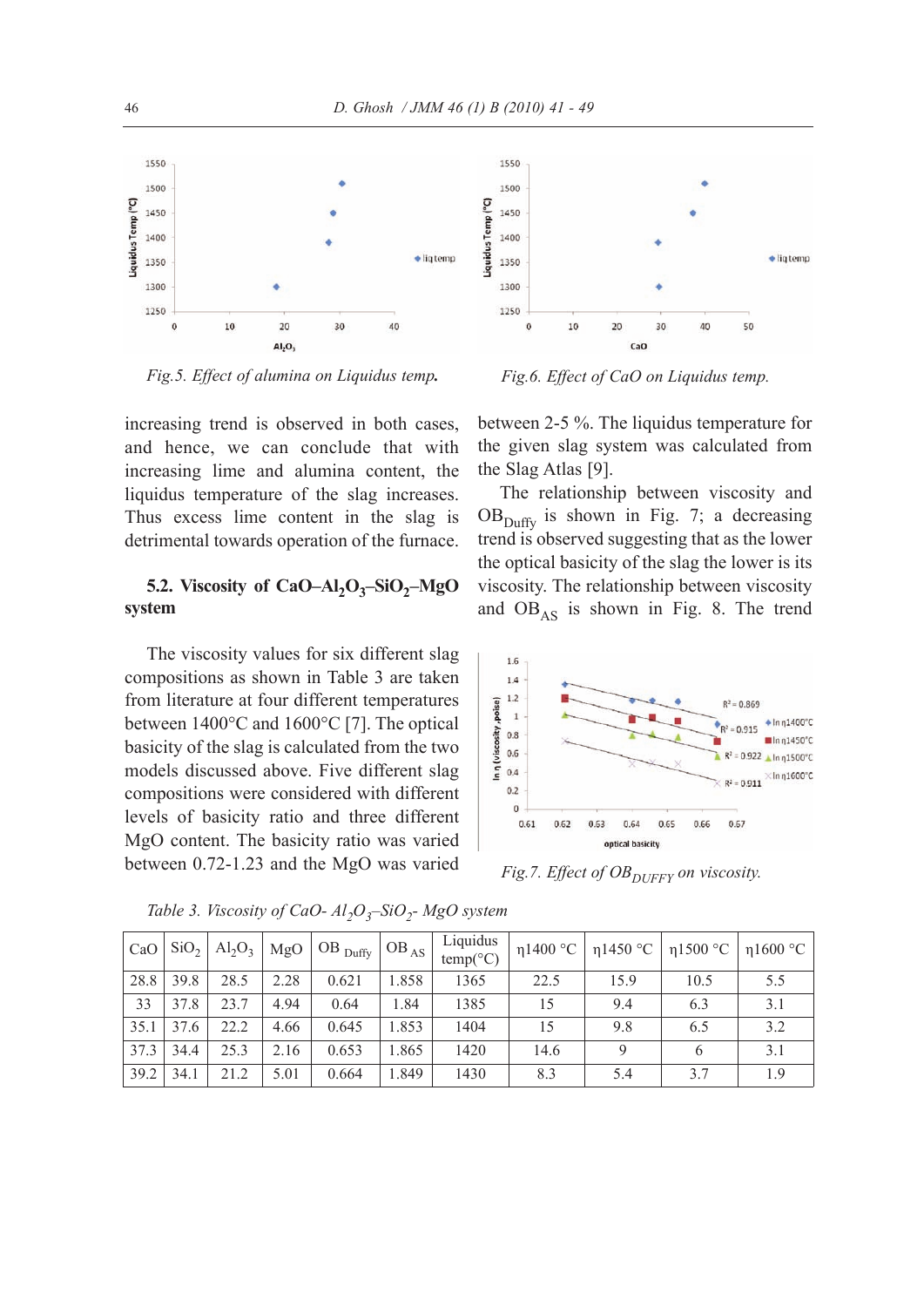Fig.5. Effect of alumina on Liquidus temp.

Fig.6. Effect of CaO on Liquidus temp.

increasing trend is observed in both cases, and hence, we can conclude that with increasing lime and alumina content, the liquidus temperature of the slag increases. Thus excess lime content in the slag is detrimental towards operation of the furnace.

### 5.2. Viscosity of $CaO–Al_2O_3–SiO_2–MgO$ system

The viscosity values for six different slag compositions as shown in Table 3 are taken from literature at four different temperatures between 1400°C and 1600°C [7]. The optical basicity of the slag is calculated from the two models discussed above. Five different slag compositions were considered with different levels of basicity ratio and three different MgO content. The basicity ratio was varied between 0.72-1.23 and the MgO was varied between 2-5 %. The liquidus temperature for the given slag system was calculated from the Slag Atlas [9].

The relationship between viscosity and $OB_{Duffy}$ is shown in Fig. 7; a decreasing trend is observed suggesting that as the lower the optical basicity of the slag the lower is its viscosity. The relationship between viscosity and $OB_{AS}$ is shown in Fig. 8. The trend

Fig.7. Effect of $OB_{DUFFY}$ on viscosity.

Table 3. Viscosity of $CaO$- $Al_2O_3$–$SiO_2$- $MgO$ system

| CaO | $SiO_2$ | $Al_2O_3$ | MgO | $OB_{Duffy}$ | $OB_{AS}$ | Liquidus temp(°C) | η1400 °C | η1450 °C | η1500 °C | η1600 °C |
|---|---|---|---|---|---|---|---|---|---|---|
| 28.8 | 39.8 | 28.5 | 2.28 | 0.621 | 1.858 | 1365 | 22.5 | 15.9 | 10.5 | 5.5 |
| 33 | 37.8 | 23.7 | 4.94 | 0.64 | 1.84 | 1385 | 15 | 9.4 | 6.3 | 3.1 |
| 35.1 | 37.6 | 22.2 | 4.66 | 0.645 | 1.853 | 1404 | 15 | 9.8 | 6.5 | 3.2 |
| 37.3 | 34.4 | 25.3 | 2.16 | 0.653 | 1.865 | 1420 | 14.6 | 9 | 6 | 3.1 |
| 39.2 | 34.1 | 21.2 | 5.01 | 0.664 | 1.849 | 1430 | 8.3 | 5.4 | 3.7 | 1.9 |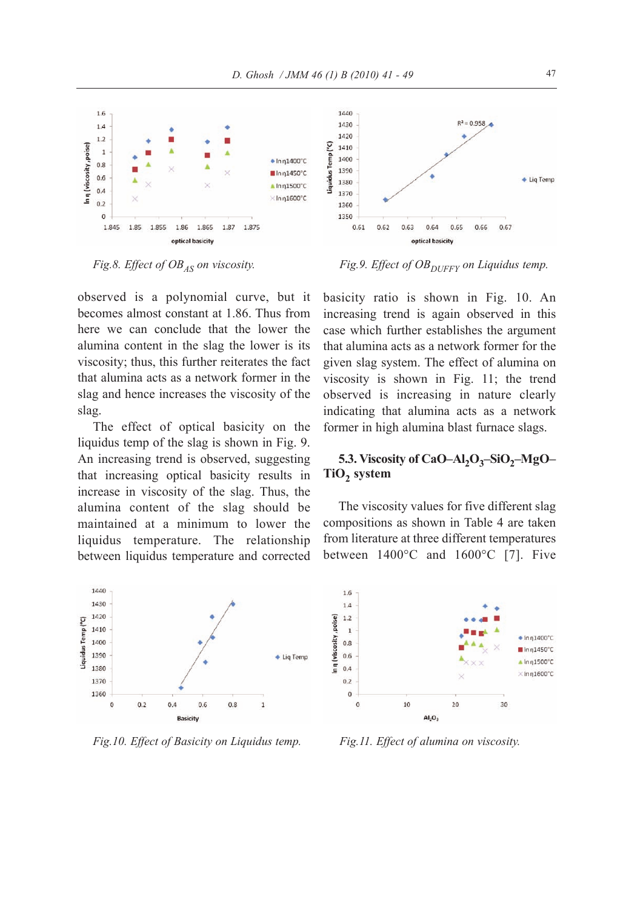Fig.8. Effect of $OB_{AS}$ on viscosity.

Fig.9. Effect of $OB_{DUFFY}$ on Liquidus temp.

observed is a polynomial curve, but it becomes almost constant at 1.86. Thus from here we can conclude that the lower the alumina content in the slag the lower is its viscosity; thus, this further reiterates the fact that alumina acts as a network former in the slag and hence increases the viscosity of the slag.

The effect of optical basicity on the liquidus temp of the slag is shown in Fig. 9. An increasing trend is observed, suggesting that increasing optical basicity results in increase in viscosity of the slag. Thus, the alumina content of the slag should be maintained at a minimum to lower the liquidus temperature. The relationship between liquidus temperature and corrected basicity ratio is shown in Fig. 10. An increasing trend is again observed in this case which further establishes the argument that alumina acts as a network former for the given slag system. The effect of alumina on viscosity is shown in Fig. 11; the trend observed is increasing in nature clearly indicating that alumina acts as a network former in high alumina blast furnace slags.

### 5.3. Viscosity of $CaO–Al_2O_3–SiO_2–MgO–TiO_2$ system

The viscosity values for five different slag compositions as shown in Table 4 are taken from literature at three different temperatures between 1400°C and 1600°C [7]. Five

Fig.10. Effect of Basicity on Liquidus temp.

Fig.11. Effect of alumina on viscosity.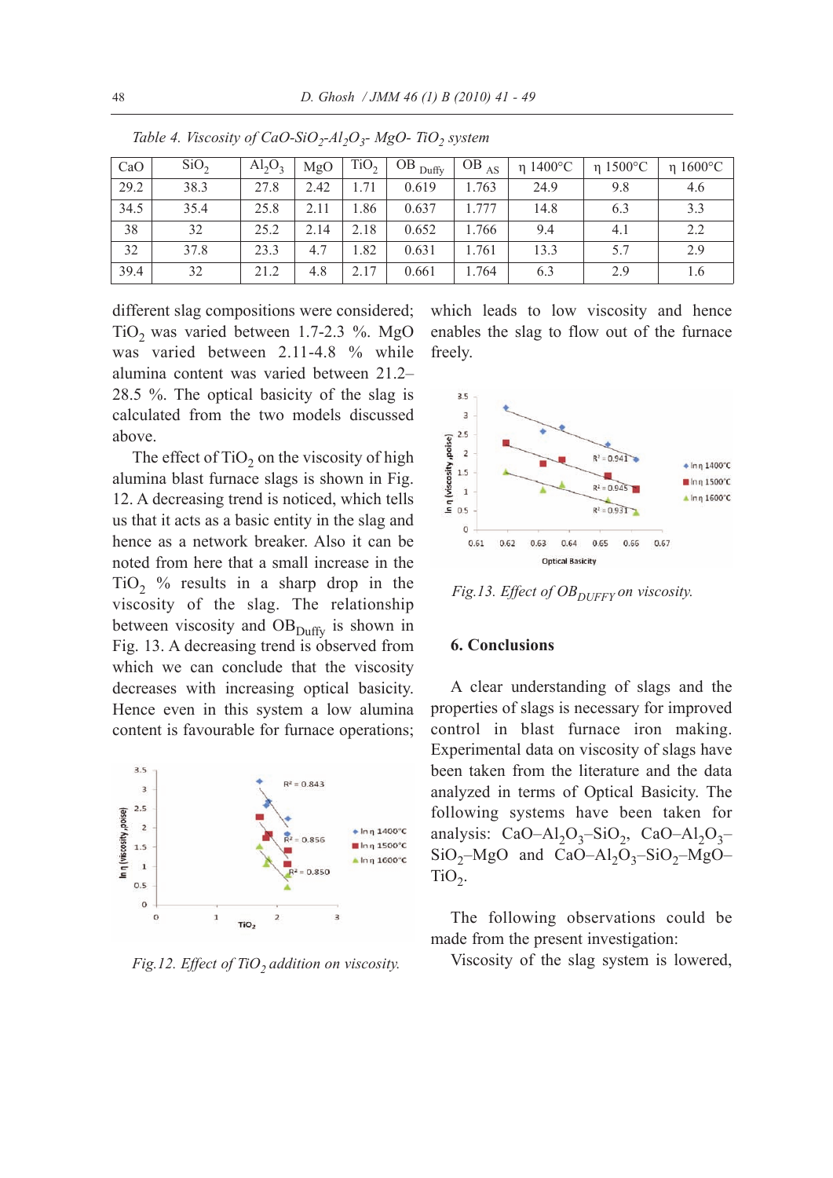*Table 4. Viscosity of $CaO$-$SiO_2$-$Al_2O_3$- $MgO$- $TiO_2$ system*

| CaO | $SiO_2$ | $Al_2O_3$ | MgO | $TiO_2$ | $OB_{Duffy}$ | $OB_{AS}$ | η 1400°C | η 1500°C | η 1600°C |
|---|---|---|---|---|---|---|---|---|---|
| 29.2 | 38.3 | 27.8 | 2.42 | 1.71 | 0.619 | 1.763 | 24.9 | 9.8 | 4.6 |
| 34.5 | 35.4 | 25.8 | 2.11 | 1.86 | 0.637 | 1.777 | 14.8 | 6.3 | 3.3 |
| 38 | 32 | 25.2 | 2.14 | 2.18 | 0.652 | 1.766 | 9.4 | 4.1 | 2.2 |
| 32 | 37.8 | 23.3 | 4.7 | 1.82 | 0.631 | 1.761 | 13.3 | 5.7 | 2.9 |
| 39.4 | 32 | 21.2 | 4.8 | 2.17 | 0.661 | 1.764 | 6.3 | 2.9 | 1.6 |

different slag compositions were considered; $TiO_2$ was varied between 1.7-2.3 %. MgO was varied between 2.11-4.8 % while alumina content was varied between 21.2–28.5 %. The optical basicity of the slag is calculated from the two models discussed above.

The effect of $TiO_2$ on the viscosity of high alumina blast furnace slags is shown in Fig. 12. A decreasing trend is noticed, which tells us that it acts as a basic entity in the slag and hence as a network breaker. Also it can be noted from here that a small increase in the $TiO_2$ % results in a sharp drop in the viscosity of the slag. The relationship between viscosity and $OB_{Duffy}$ is shown in Fig. 13. A decreasing trend is observed from which we can conclude that the viscosity decreases with increasing optical basicity. Hence even in this system a low alumina content is favourable for furnace operations; which leads to low viscosity and hence enables the slag to flow out of the furnace freely.

*Fig.12. Effect of $TiO_2$ addition on viscosity.*

*Fig.13. Effect of $OB_{DUFFY}$ on viscosity.*

## 6. Conclusions

A clear understanding of slags and the properties of slags is necessary for improved control in blast furnace iron making. Experimental data on viscosity of slags have been taken from the literature and the data analyzed in terms of Optical Basicity. The following systems have been taken for analysis: $CaO$–$Al_2O_3$–$SiO_2$, $CaO$–$Al_2O_3$–$SiO_2$–$MgO$ and $CaO$–$Al_2O_3$–$SiO_2$–$MgO$–$TiO_2$.

The following observations could be made from the present investigation:

Viscosity of the slag system is lowered,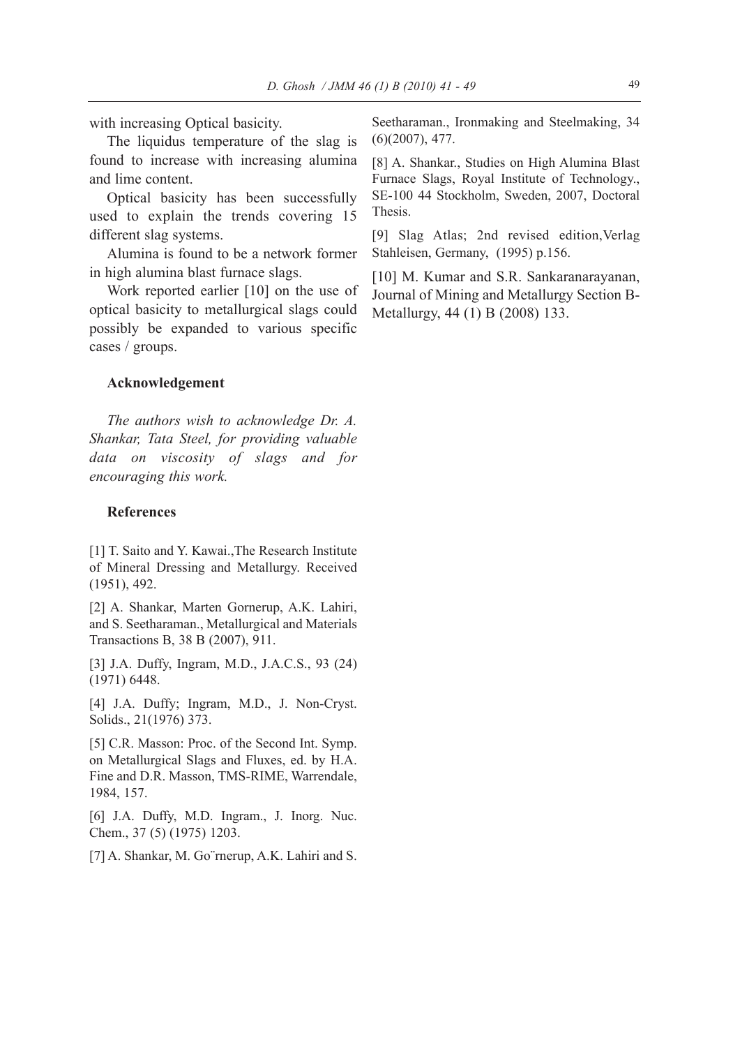with increasing Optical basicity.

The liquidus temperature of the slag is found to increase with increasing alumina and lime content.

Optical basicity has been successfully used to explain the trends covering 15 different slag systems.

Alumina is found to be a network former in high alumina blast furnace slags.

Work reported earlier [10] on the use of optical basicity to metallurgical slags could possibly be expanded to various specific cases / groups.

## Acknowledgement

*The authors wish to acknowledge Dr. A. Shankar, Tata Steel, for providing valuable data on viscosity of slags and for encouraging this work.*

## References

[1] T. Saito and Y. Kawai.,The Research Institute of Mineral Dressing and Metallurgy. Received (1951), 492.

[2] A. Shankar, Marten Gornerup, A.K. Lahiri, and S. Seetharaman., Metallurgical and Materials Transactions B, 38 B (2007), 911.

[3] J.A. Duffy, Ingram, M.D., J.A.C.S., 93 (24) (1971) 6448.

[4] J.A. Duffy; Ingram, M.D., J. Non-Cryst. Solids., 21(1976) 373.

[5] C.R. Masson: Proc. of the Second Int. Symp. on Metallurgical Slags and Fluxes, ed. by H.A. Fine and D.R. Masson, TMS-RIME, Warrendale, 1984, 157.

[6] J.A. Duffy, M.D. Ingram., J. Inorg. Nuc. Chem., 37 (5) (1975) 1203.

[7] A. Shankar, M. Go¨rnerup, A.K. Lahiri and S. Seetharaman., Ironmaking and Steelmaking, 34 (6)(2007), 477.

[8] A. Shankar., Studies on High Alumina Blast Furnace Slags, Royal Institute of Technology., SE-100 44 Stockholm, Sweden, 2007, Doctoral Thesis.

[9] Slag Atlas; 2nd revised edition,Verlag Stahleisen, Germany, (1995) p.156.

[10] M. Kumar and S.R. Sankaranarayanan, Journal of Mining and Metallurgy Section B-Metallurgy, 44 (1) B (2008) 133.